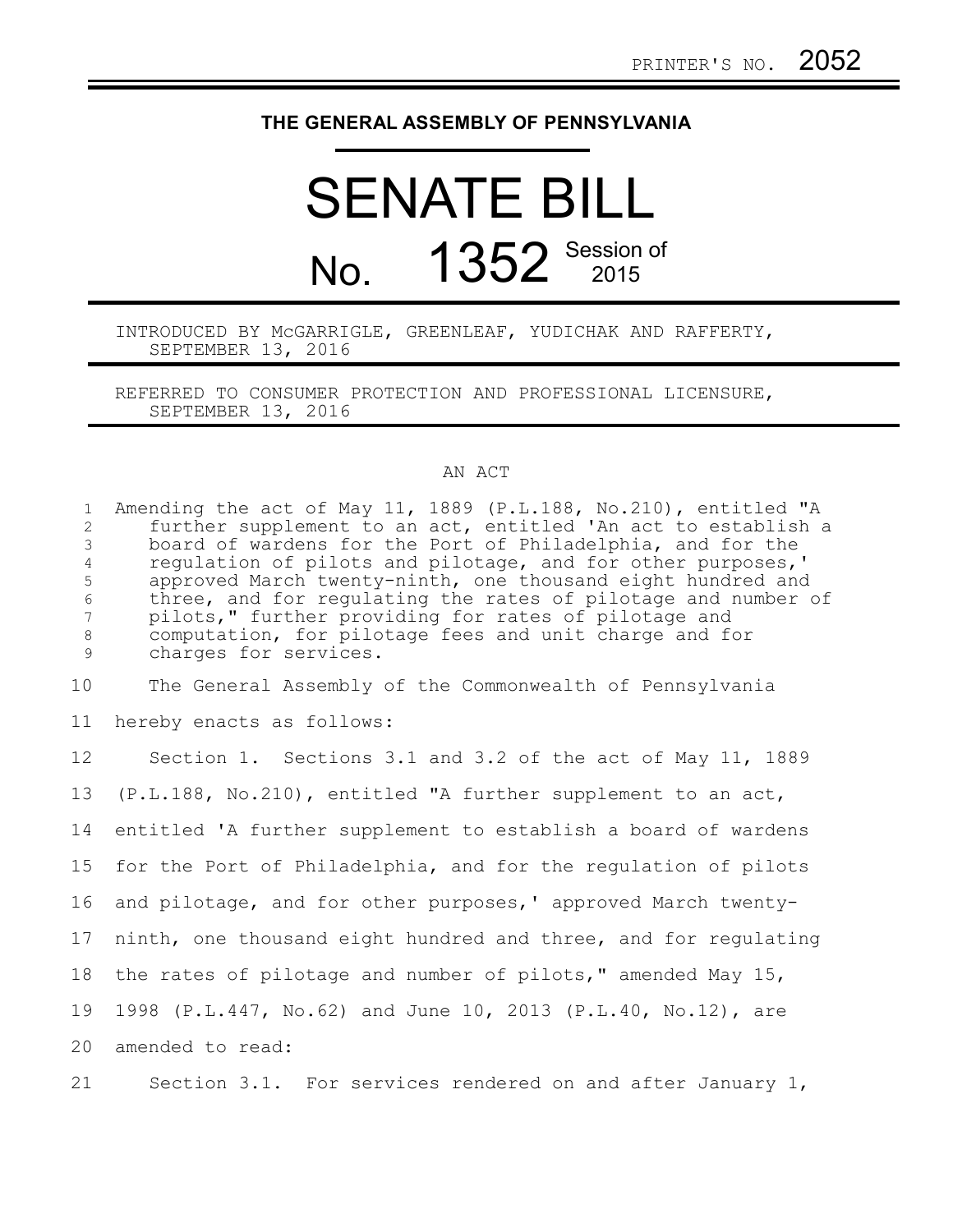PRINTER'S NO. 2052

THE GENERAL ASSEMBLY OF PENNSYLVANIA

# SENATE BILL

# No. 1352 Session of 2015

INTRODUCED BY McGARRIGLE, GREENLEAF, YUDICHAK AND RAFFERTY, SEPTEMBER 13, 2016

REFERRED TO CONSUMER PROTECTION AND PROFESSIONAL LICENSURE, SEPTEMBER 13, 2016

AN ACT

Amending the act of May 11, 1889 (P.L.188, No.210), entitled "A further supplement to an act, entitled 'An act to establish a board of wardens for the Port of Philadelphia, and for the regulation of pilots and pilotage, and for other purposes,' approved March twenty-ninth, one thousand eight hundred and three, and for regulating the rates of pilotage and number of pilots," further providing for rates of pilotage and computation, for pilotage fees and unit charge and for charges for services.

The General Assembly of the Commonwealth of Pennsylvania hereby enacts as follows:

Section 1. Sections 3.1 and 3.2 of the act of May 11, 1889 (P.L.188, No.210), entitled "A further supplement to an act, entitled 'A further supplement to establish a board of wardens for the Port of Philadelphia, and for the regulation of pilots and pilotage, and for other purposes,' approved March twenty-ninth, one thousand eight hundred and three, and for regulating the rates of pilotage and number of pilots," amended May 15, 1998 (P.L.447, No.62) and June 10, 2013 (P.L.40, No.12), are amended to read:

Section 3.1. For services rendered on and after January 1,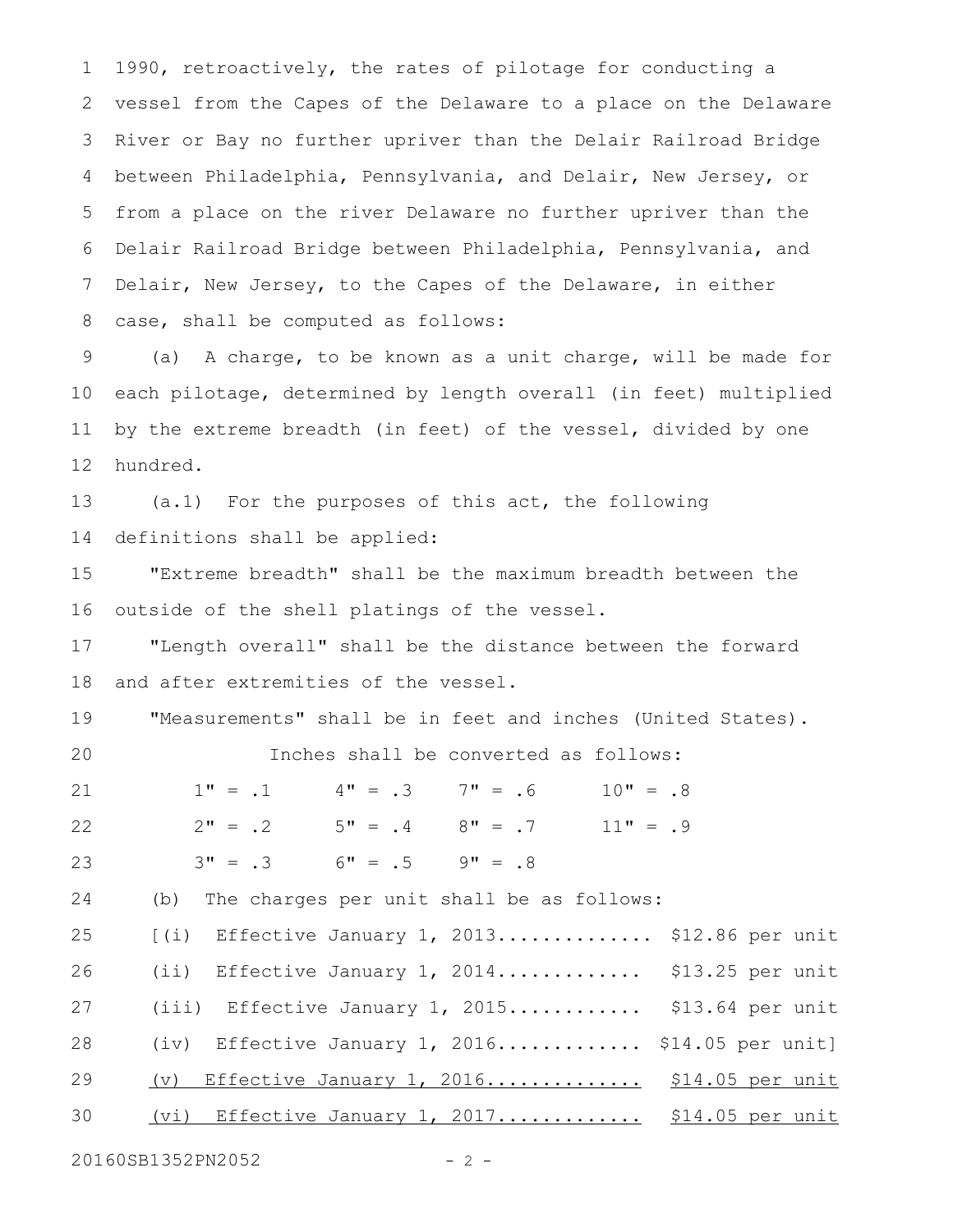1990, retroactively, the rates of pilotage for conducting a vessel from the Capes of the Delaware to a place on the Delaware River or Bay no further upriver than the Delair Railroad Bridge between Philadelphia, Pennsylvania, and Delair, New Jersey, or from a place on the river Delaware no further upriver than the Delair Railroad Bridge between Philadelphia, Pennsylvania, and Delair, New Jersey, to the Capes of the Delaware, in either case, shall be computed as follows:

(a) A charge, to be known as a unit charge, will be made for each pilotage, determined by length overall (in feet) multiplied by the extreme breadth (in feet) of the vessel, divided by one hundred.

(a.1) For the purposes of this act, the following definitions shall be applied:

"Extreme breadth" shall be the maximum breadth between the outside of the shell platings of the vessel.

"Length overall" shall be the distance between the forward and after extremities of the vessel.

"Measurements" shall be in feet and inches (United States).

Inches shall be converted as follows:

| | | | |
|---|---|---|---|
| 1" = .1 | 4" = .3 | 7" = .6 | 10" = .8 |
| 2" = .2 | 5" = .4 | 8" = .7 | 11" = .9 |
| 3" = .3 | 6" = .5 | 9" = .8 | |

(b) The charges per unit shall be as follows:

[(i) Effective January 1, 2013............. $12.86 per unit

(ii) Effective January 1, 2014............ $13.25 per unit

(iii) Effective January 1, 2015........... $13.64 per unit

(iv) Effective January 1, 2016............ $14.05 per unit]

<u>(v) Effective January 1, 2016.............</u> <u>$14.05 per unit</u>

<u>(vi) Effective January 1, 2017............</u> <u>$14.05 per unit</u>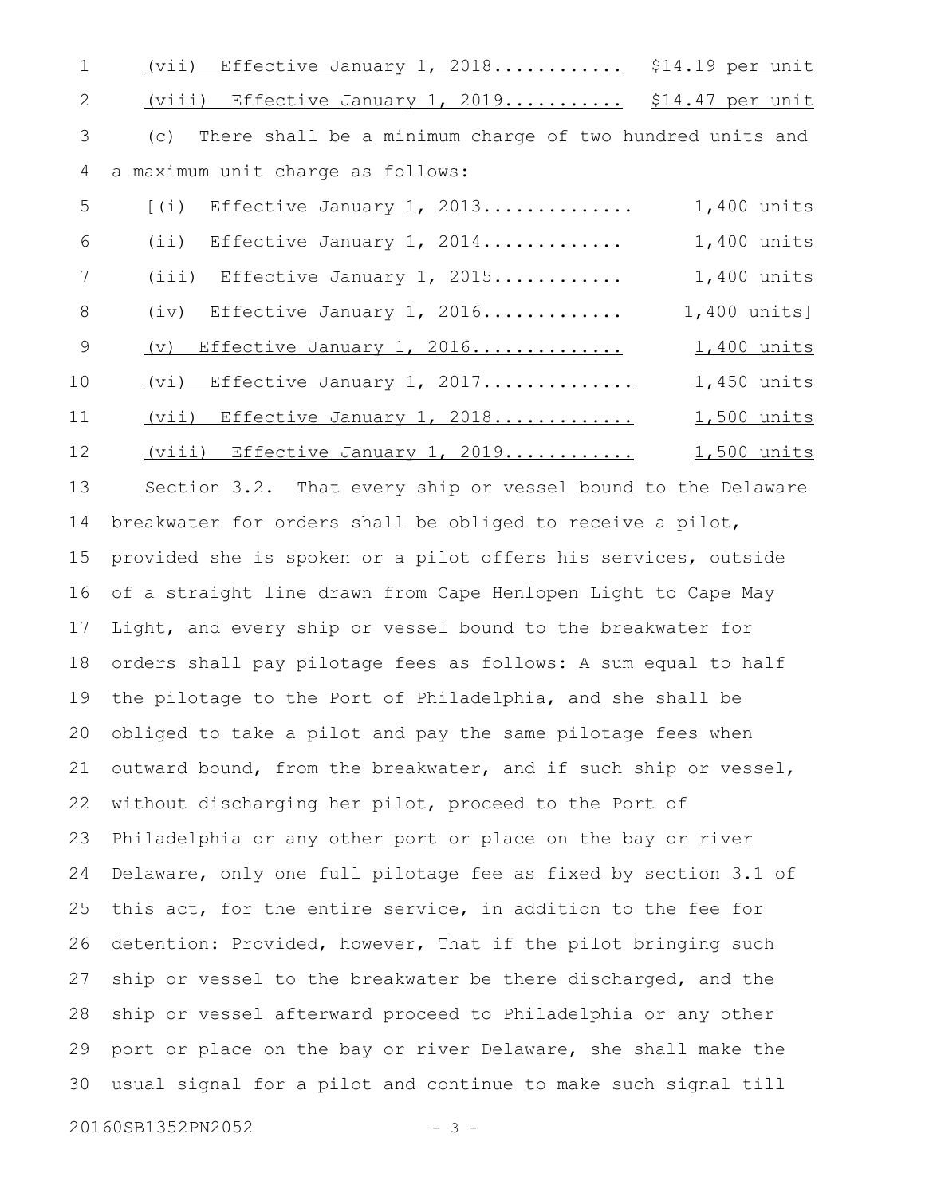(vii) Effective January 1, 2018........... $14.19 per unit

(viii) Effective January 1, 2019.......... $14.47 per unit

(c) There shall be a minimum charge of two hundred units and a maximum unit charge as follows:

[(i) Effective January 1, 2013............. 1,400 units

(ii) Effective January 1, 2014............ 1,400 units

(iii) Effective January 1, 2015........... 1,400 units

(iv) Effective January 1, 2016............ 1,400 units]

(v) Effective January 1, 2016............. 1,400 units

(vi) Effective January 1, 2017............. 1,450 units

(vii) Effective January 1, 2018............ 1,500 units

(viii) Effective January 1, 2019........... 1,500 units

Section 3.2. That every ship or vessel bound to the Delaware breakwater for orders shall be obliged to receive a pilot, provided she is spoken or a pilot offers his services, outside of a straight line drawn from Cape Henlopen Light to Cape May Light, and every ship or vessel bound to the breakwater for orders shall pay pilotage fees as follows: A sum equal to half the pilotage to the Port of Philadelphia, and she shall be obliged to take a pilot and pay the same pilotage fees when outward bound, from the breakwater, and if such ship or vessel, without discharging her pilot, proceed to the Port of Philadelphia or any other port or place on the bay or river Delaware, only one full pilotage fee as fixed by section 3.1 of this act, for the entire service, in addition to the fee for detention: Provided, however, That if the pilot bringing such ship or vessel to the breakwater be there discharged, and the ship or vessel afterward proceed to Philadelphia or any other port or place on the bay or river Delaware, she shall make the usual signal for a pilot and continue to make such signal till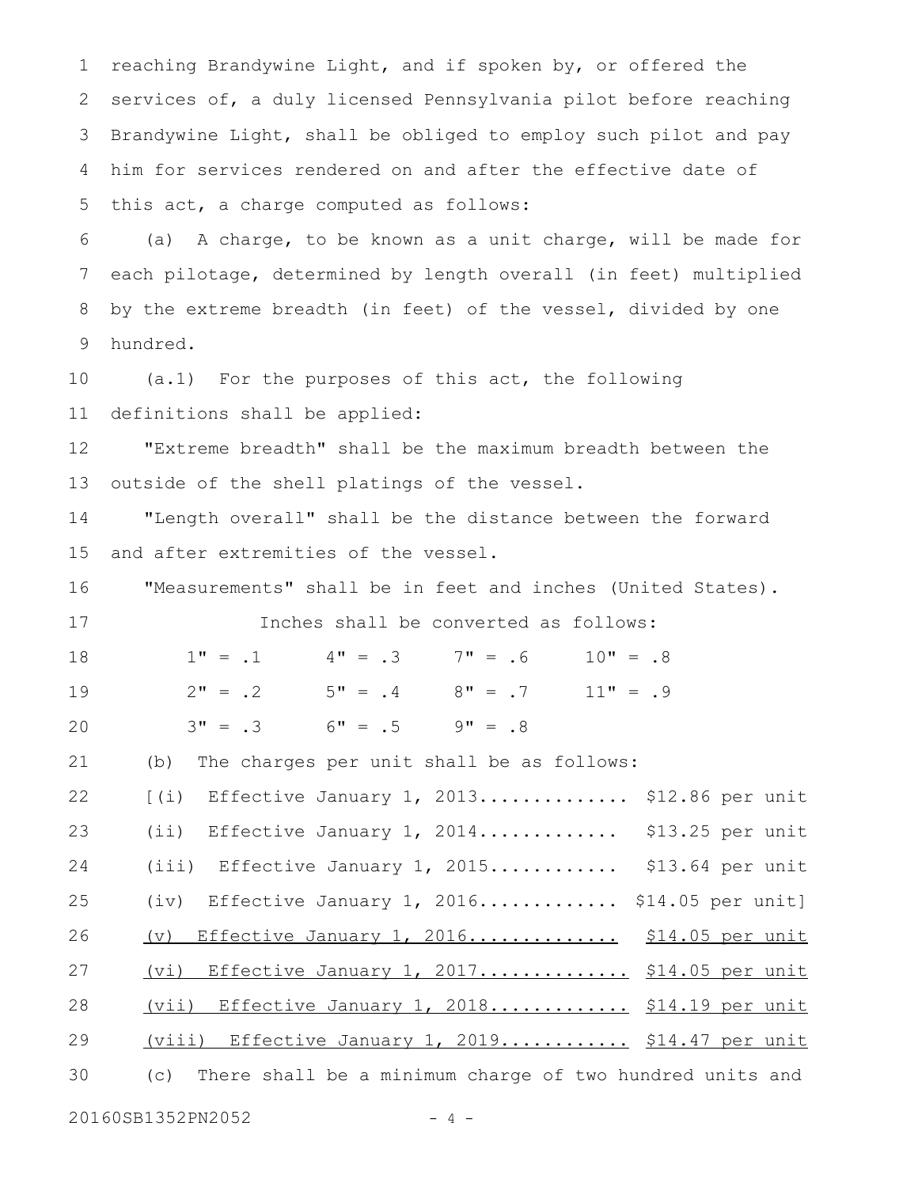reaching Brandywine Light, and if spoken by, or offered the services of, a duly licensed Pennsylvania pilot before reaching Brandywine Light, shall be obliged to employ such pilot and pay him for services rendered on and after the effective date of this act, a charge computed as follows:

(a) A charge, to be known as a unit charge, will be made for each pilotage, determined by length overall (in feet) multiplied by the extreme breadth (in feet) of the vessel, divided by one hundred.

(a.1) For the purposes of this act, the following definitions shall be applied:

"Extreme breadth" shall be the maximum breadth between the outside of the shell platings of the vessel.

"Length overall" shall be the distance between the forward and after extremities of the vessel.

"Measurements" shall be in feet and inches (United States).

Inches shall be converted as follows:

| | | | |
|---|---|---|---|
| 1" = .1 | 4" = .3 | 7" = .6 | 10" = .8 |
| 2" = .2 | 5" = .4 | 8" = .7 | 11" = .9 |
| 3" = .3 | 6" = .5 | 9" = .8 | |

(b) The charges per unit shall be as follows:

[(i) Effective January 1, 2013............. $12.86 per unit

(ii) Effective January 1, 2014............ $13.25 per unit

(iii) Effective January 1, 2015........... $13.64 per unit

(iv) Effective January 1, 2016............ $14.05 per unit]

(v) Effective January 1, 2016............. $14.05 per unit

(vi) Effective January 1, 2017............. $14.05 per unit

(vii) Effective January 1, 2018............ $14.19 per unit

(viii) Effective January 1, 2019........... $14.47 per unit

(c) There shall be a minimum charge of two hundred units and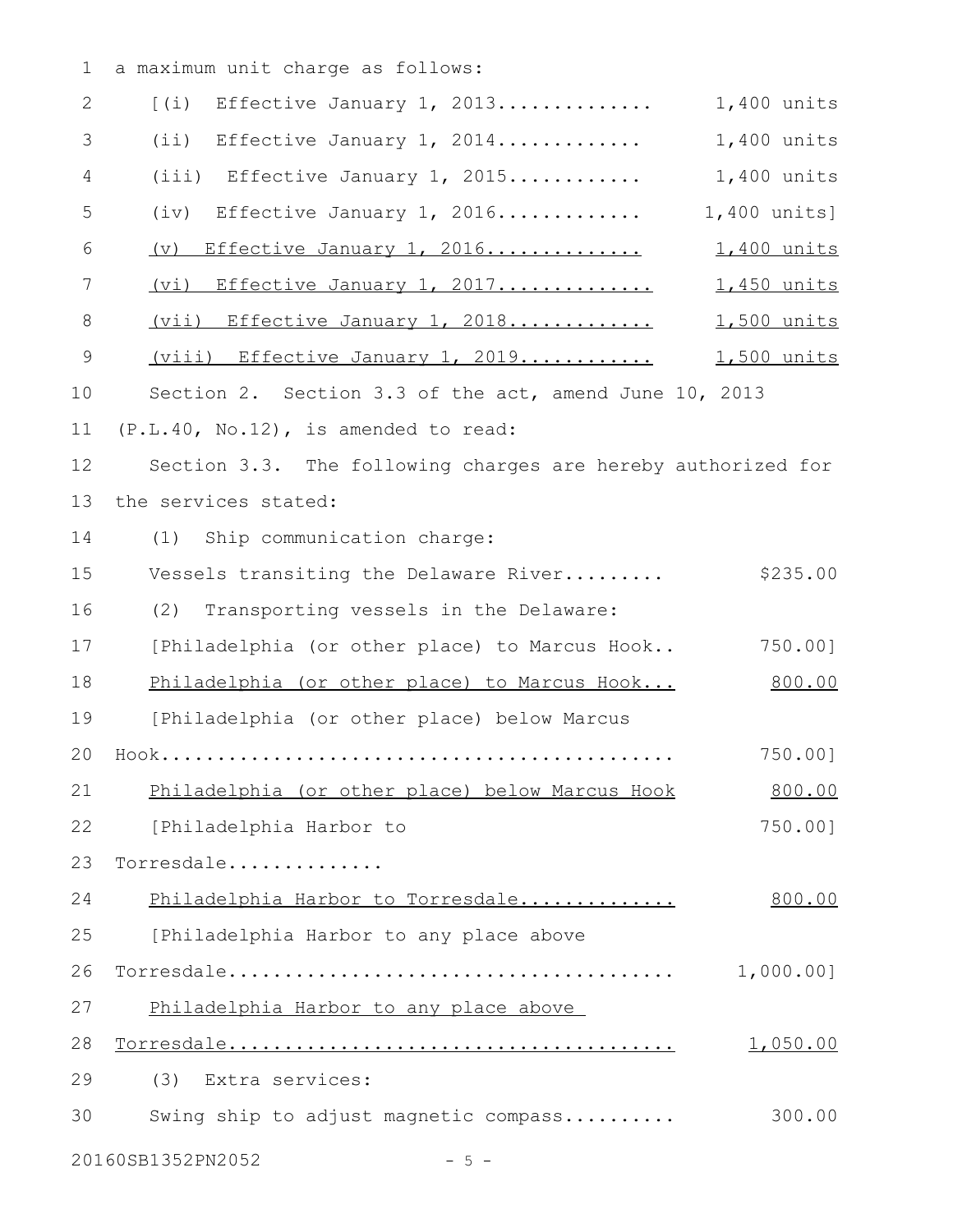a maximum unit charge as follows:

[(i) Effective January 1, 2013............. 1,400 units

(ii) Effective January 1, 2014............ 1,400 units

(iii) Effective January 1, 2015........... 1,400 units

(iv) Effective January 1, 2016............ 1,400 units]

(v) Effective January 1, 2016............. 1,400 units

(vi) Effective January 1, 2017............. 1,450 units

(vii) Effective January 1, 2018............ 1,500 units

(viii) Effective January 1, 2019........... 1,500 units

Section 2. Section 3.3 of the act, amend June 10, 2013 (P.L.40, No.12), is amended to read:

Section 3.3. The following charges are hereby authorized for the services stated:

(1) Ship communication charge:

Vessels transiting the Delaware River......... $235.00

(2) Transporting vessels in the Delaware:

[Philadelphia (or other place) to Marcus Hook.. 750.00]

Philadelphia (or other place) to Marcus Hook... 800.00

[Philadelphia (or other place) below Marcus Hook............................................ 750.00]

Philadelphia (or other place) below Marcus Hook 800.00

[Philadelphia Harbor to Torresdale............. 750.00]

Philadelphia Harbor to Torresdale............. 800.00

[Philadelphia Harbor to any place above Torresdale....................................... 1,000.00]

Philadelphia Harbor to any place above Torresdale....................................... 1,050.00

(3) Extra services:

Swing ship to adjust magnetic compass.......... 300.00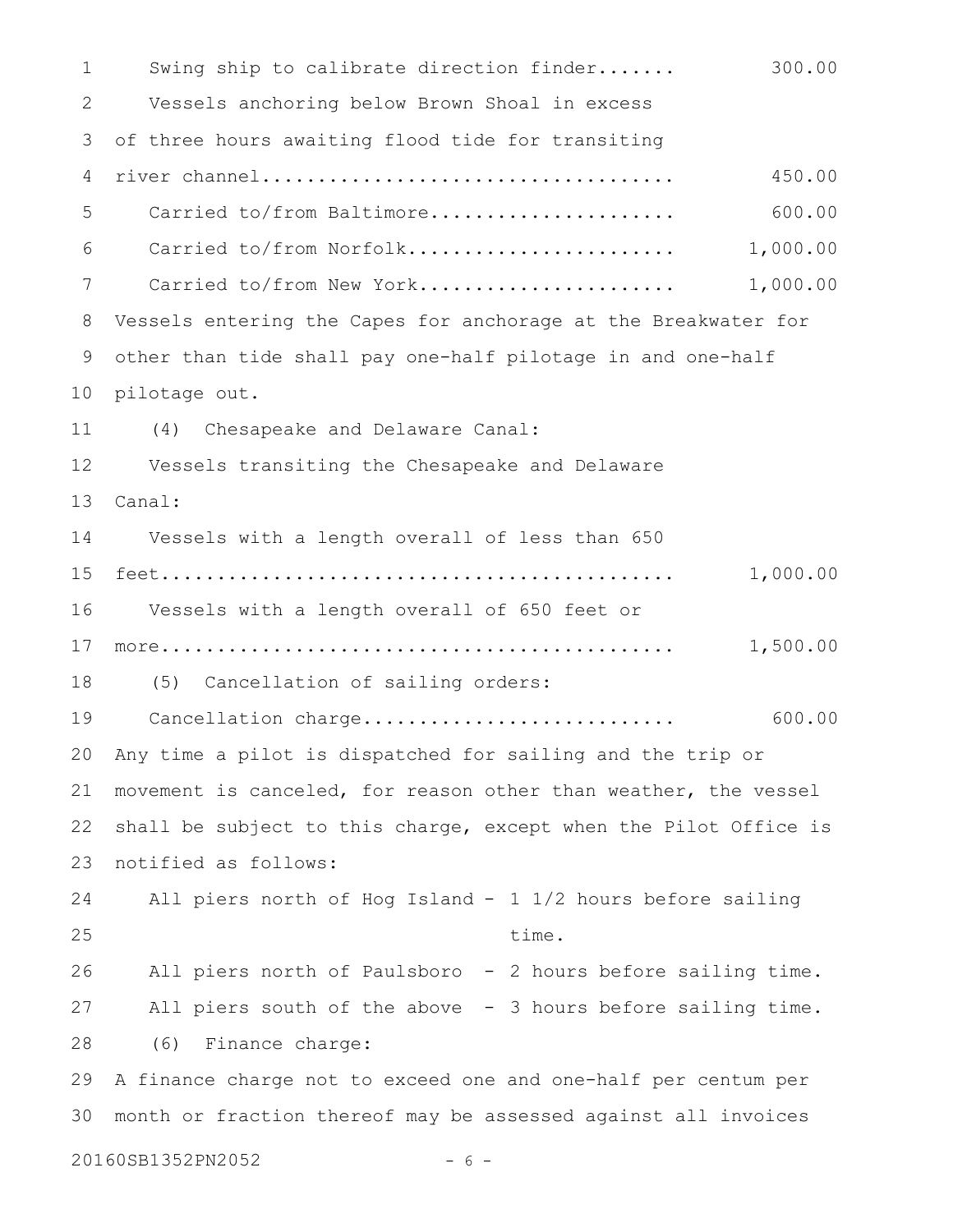Swing ship to calibrate direction finder....... 300.00

Vessels anchoring below Brown Shoal in excess of three hours awaiting flood tide for transiting river channel.................................... 450.00

Carried to/from Baltimore..................... 600.00

Carried to/from Norfolk....................... 1,000.00

Carried to/from New York...................... 1,000.00

Vessels entering the Capes for anchorage at the Breakwater for other than tide shall pay one-half pilotage in and one-half pilotage out.

(4) Chesapeake and Delaware Canal:

Vessels transiting the Chesapeake and Delaware Canal:

Vessels with a length overall of less than 650 feet............................................ 1,000.00

Vessels with a length overall of 650 feet or more............................................ 1,500.00

(5) Cancellation of sailing orders:

Cancellation charge........................... 600.00

Any time a pilot is dispatched for sailing and the trip or movement is canceled, for reason other than weather, the vessel shall be subject to this charge, except when the Pilot Office is notified as follows:

All piers north of Hog Island - 1 1/2 hours before sailing time.

All piers north of Paulsboro - 2 hours before sailing time.

All piers south of the above - 3 hours before sailing time.

(6) Finance charge:

A finance charge not to exceed one and one-half per centum per month or fraction thereof may be assessed against all invoices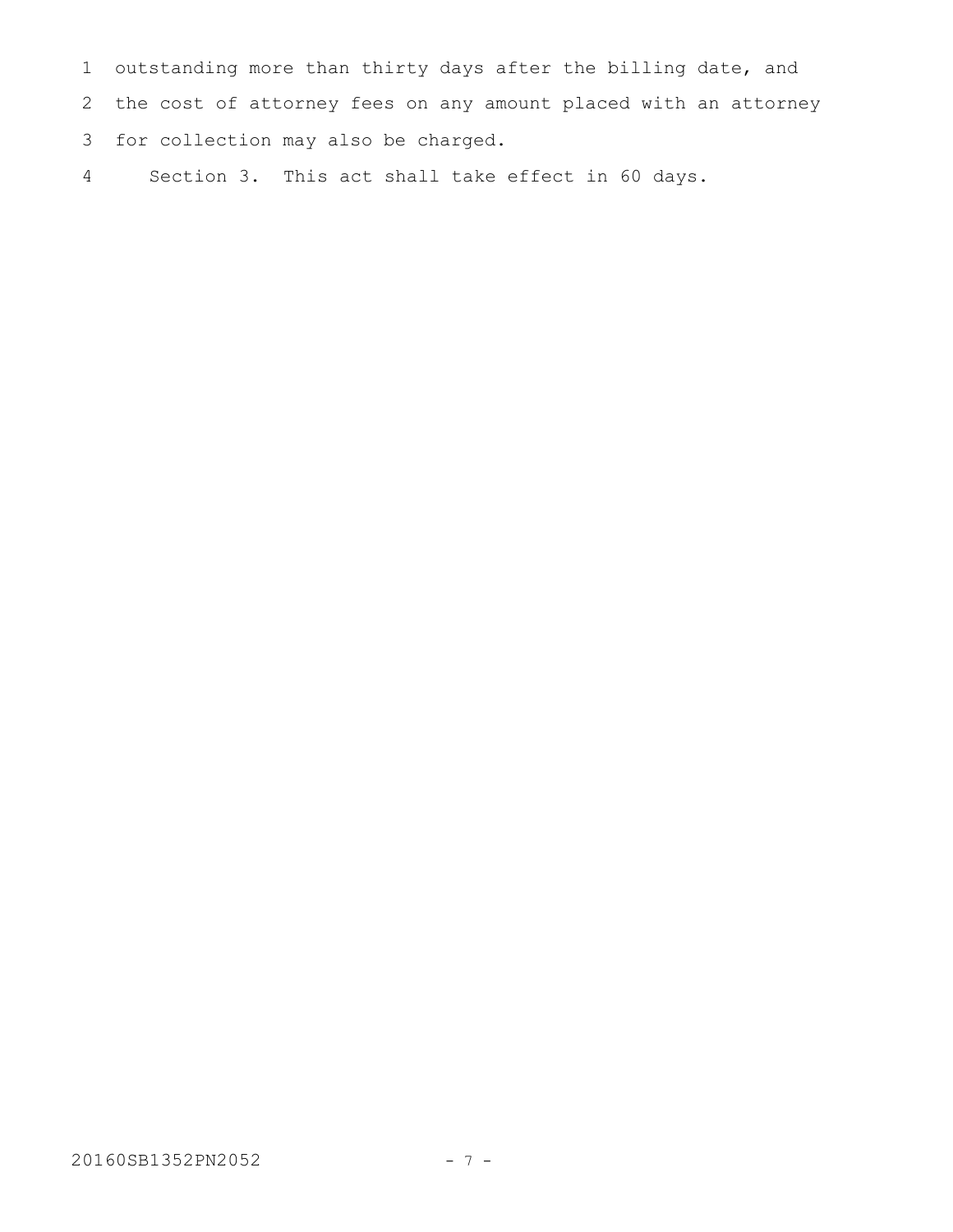outstanding more than thirty days after the billing date, and the cost of attorney fees on any amount placed with an attorney for collection may also be charged.

Section 3. This act shall take effect in 60 days.